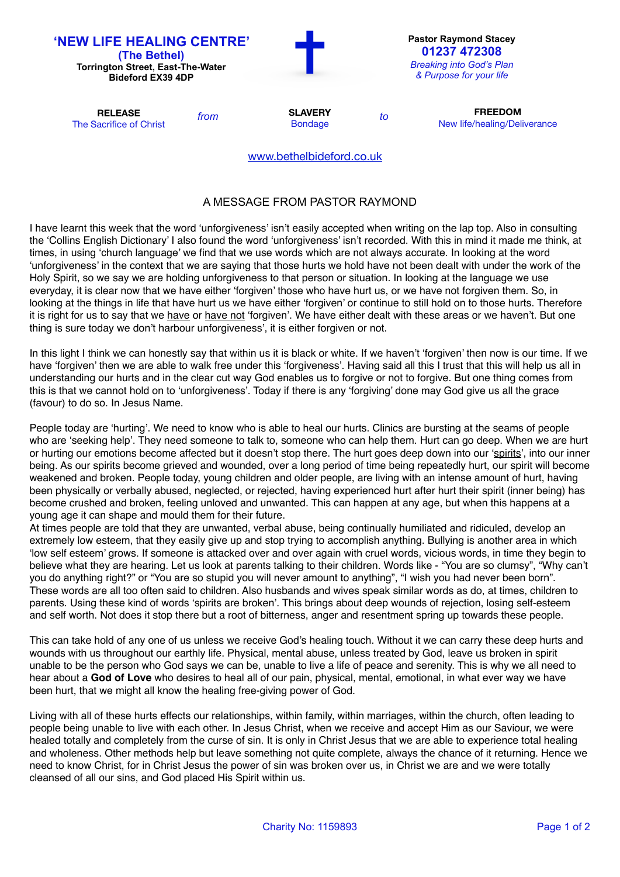**'NEW LIFE HEALING CENTRE'**
**(The Bethel)**
**Torrington Street, East-The-Water**
**Bideford EX39 4DP**

**Pastor Raymond Stacey**
**01237 472308**
*Breaking into God's Plan*
*& Purpose for your life*

**RELEASE** *from* **SLAVERY** *to* **FREEDOM**
The Sacrifice of Christ — Bondage — New life/healing/Deliverance

www.bethelbideford.co.uk

## A MESSAGE FROM PASTOR RAYMOND

I have learnt this week that the word 'unforgiveness' isn't easily accepted when writing on the lap top. Also in consulting the 'Collins English Dictionary' I also found the word 'unforgiveness' isn't recorded. With this in mind it made me think, at times, in using 'church language' we find that we use words which are not always accurate. In looking at the word 'unforgiveness' in the context that we are saying that those hurts we hold have not been dealt with under the work of the Holy Spirit, so we say we are holding unforgiveness to that person or situation. In looking at the language we use everyday, it is clear now that we have either 'forgiven' those who have hurt us, or we have not forgiven them. So, in looking at the things in life that have hurt us we have either 'forgiven' or continue to still hold on to those hurts. Therefore it is right for us to say that we <u>have</u> or <u>have not</u> 'forgiven'. We have either dealt with these areas or we haven't. But one thing is sure today we don't harbour unforgiveness', it is either forgiven or not.

In this light I think we can honestly say that within us it is black or white. If we haven't 'forgiven' then now is our time. If we have 'forgiven' then we are able to walk free under this 'forgiveness'. Having said all this I trust that this will help us all in understanding our hurts and in the clear cut way God enables us to forgive or not to forgive. But one thing comes from this is that we cannot hold on to 'unforgiveness'. Today if there is any 'forgiving' done may God give us all the grace (favour) to do so. In Jesus Name.

People today are 'hurting'. We need to know who is able to heal our hurts. Clinics are bursting at the seams of people who are 'seeking help'. They need someone to talk to, someone who can help them. Hurt can go deep. When we are hurt or hurting our emotions become affected but it doesn't stop there. The hurt goes deep down into our '<u>spirits</u>', into our inner being. As our spirits become grieved and wounded, over a long period of time being repeatedly hurt, our spirit will become weakened and broken. People today, young children and older people, are living with an intense amount of hurt, having been physically or verbally abused, neglected, or rejected, having experienced hurt after hurt their spirit (inner being) has become crushed and broken, feeling unloved and unwanted. This can happen at any age, but when this happens at a young age it can shape and mould them for their future.
At times people are told that they are unwanted, verbal abuse, being continually humiliated and ridiculed, develop an extremely low esteem, that they easily give up and stop trying to accomplish anything. Bullying is another area in which 'low self esteem' grows. If someone is attacked over and over again with cruel words, vicious words, in time they begin to believe what they are hearing. Let us look at parents talking to their children. Words like - "You are so clumsy", "Why can't you do anything right?" or "You are so stupid you will never amount to anything", "I wish you had never been born". These words are all too often said to children. Also husbands and wives speak similar words as do, at times, children to parents. Using these kind of words 'spirits are broken'. This brings about deep wounds of rejection, losing self-esteem and self worth. Not does it stop there but a root of bitterness, anger and resentment spring up towards these people.

This can take hold of any one of us unless we receive God's healing touch. Without it we can carry these deep hurts and wounds with us throughout our earthly life. Physical, mental abuse, unless treated by God, leave us broken in spirit unable to be the person who God says we can be, unable to live a life of peace and serenity. This is why we all need to hear about a **God of Love** who desires to heal all of our pain, physical, mental, emotional, in what ever way we have been hurt, that we might all know the healing free-giving power of God.

Living with all of these hurts effects our relationships, within family, within marriages, within the church, often leading to people being unable to live with each other. In Jesus Christ, when we receive and accept Him as our Saviour, we were healed totally and completely from the curse of sin. It is only in Christ Jesus that we are able to experience total healing and wholeness. Other methods help but leave something not quite complete, always the chance of it returning. Hence we need to know Christ, for in Christ Jesus the power of sin was broken over us, in Christ we are and we were totally cleansed of all our sins, and God placed His Spirit within us.

Charity No: 1159893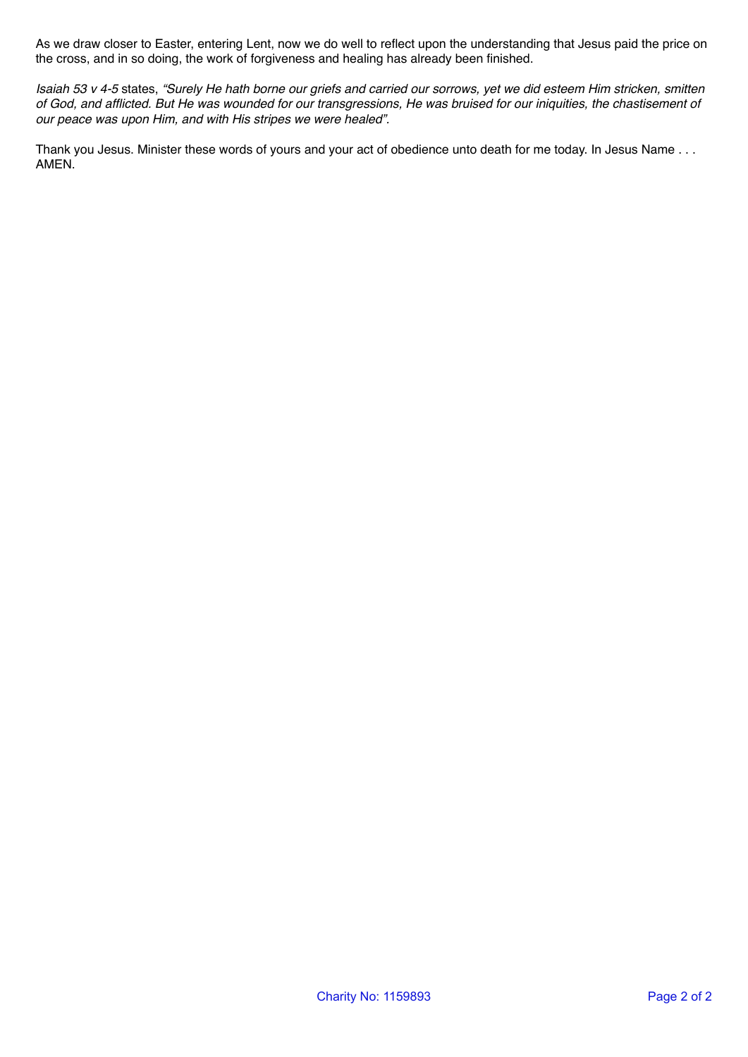As we draw closer to Easter, entering Lent, now we do well to reflect upon the understanding that Jesus paid the price on the cross, and in so doing, the work of forgiveness and healing has already been finished.

*Isaiah 53 v 4-5* states, *"Surely He hath borne our griefs and carried our sorrows, yet we did esteem Him stricken, smitten of God, and afflicted. But He was wounded for our transgressions, He was bruised for our iniquities, the chastisement of our peace was upon Him, and with His stripes we were healed".*

Thank you Jesus. Minister these words of yours and your act of obedience unto death for me today. In Jesus Name . . . AMEN.

Charity No: 1159893